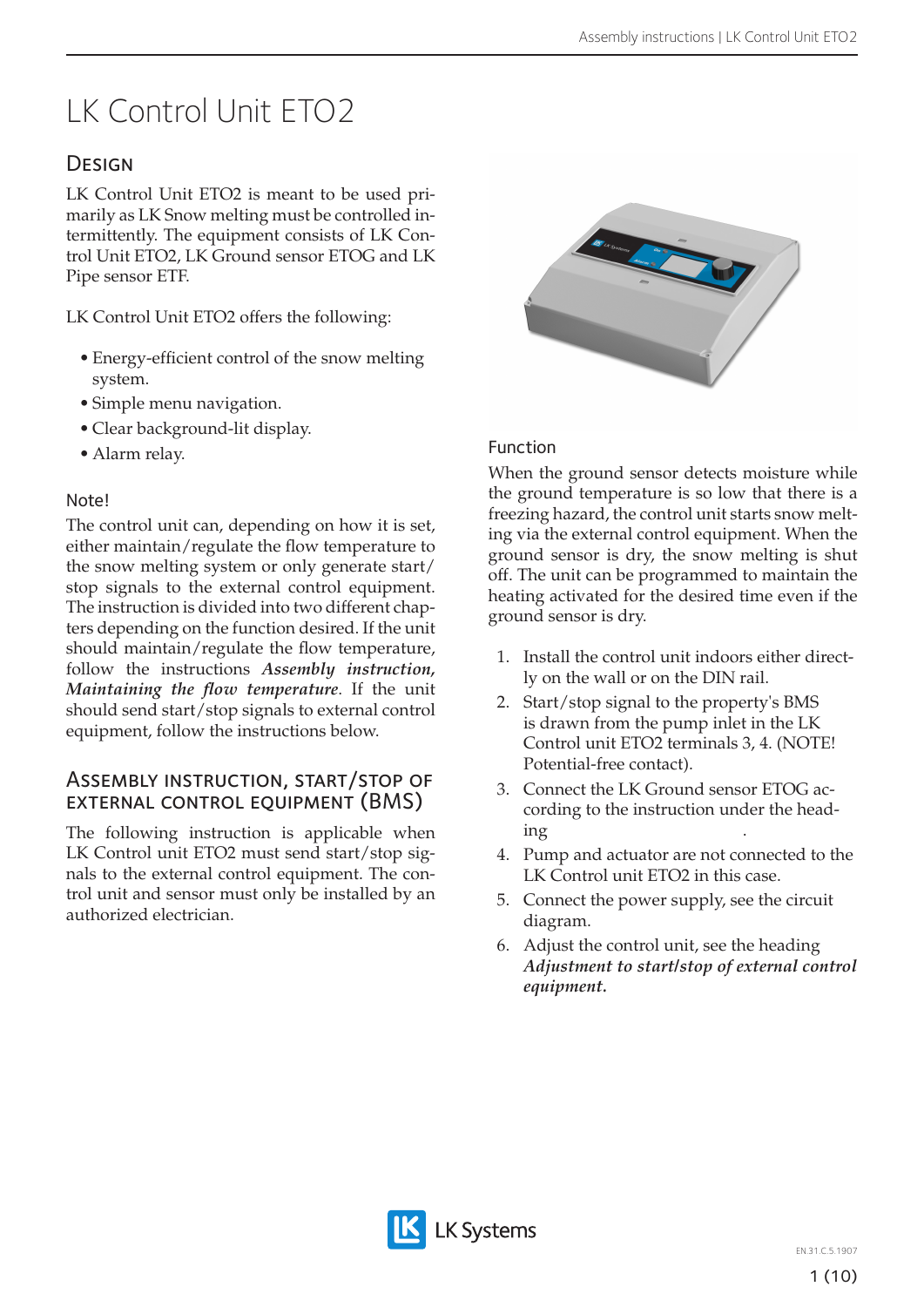# LK Control Unit ETO2

## Design

LK Control Unit ETO2 is meant to be used primarily as LK Snow melting must be controlled intermittently. The equipment consists of LK Control Unit ETO2, LK Ground sensor ETOG and LK Pipe sensor ETF.

LK Control Unit ETO2 offers the following:

- Energy-efficient control of the snow melting system.
- Simple menu navigation.
- Clear background-lit display.
- Alarm relay.

### Note!

The control unit can, depending on how it is set, either maintain/regulate the flow temperature to the snow melting system or only generate start/stop signals to the external control equipment. The instruction is divided into two different chapters depending on the function desired. If the unit should maintain/regulate the flow temperature, follow the instructions ***Assembly instruction, Maintaining the flow temperature***. If the unit should send start/stop signals to external control equipment, follow the instructions below.

## Assembly instruction, start/stop of external control equipment (BMS)

The following instruction is applicable when LK Control unit ETO2 must send start/stop signals to the external control equipment. The control unit and sensor must only be installed by an authorized electrician.

### Function

When the ground sensor detects moisture while the ground temperature is so low that there is a freezing hazard, the control unit starts snow melting via the external control equipment. When the ground sensor is dry, the snow melting is shut off. The unit can be programmed to maintain the heating activated for the desired time even if the ground sensor is dry.

1. Install the control unit indoors either directly on the wall or on the DIN rail.
2. Start/stop signal to the property's BMS is drawn from the pump inlet in the LK Control unit ETO2 terminals 3, 4. (NOTE! Potential-free contact).
3. Connect the LK Ground sensor ETOG according to the instruction under the heading .
4. Pump and actuator are not connected to the LK Control unit ETO2 in this case.
5. Connect the power supply, see the circuit diagram.
6. Adjust the control unit, see the heading ***Adjustment to start/stop of external control equipment.***

EN.31.C.5.1907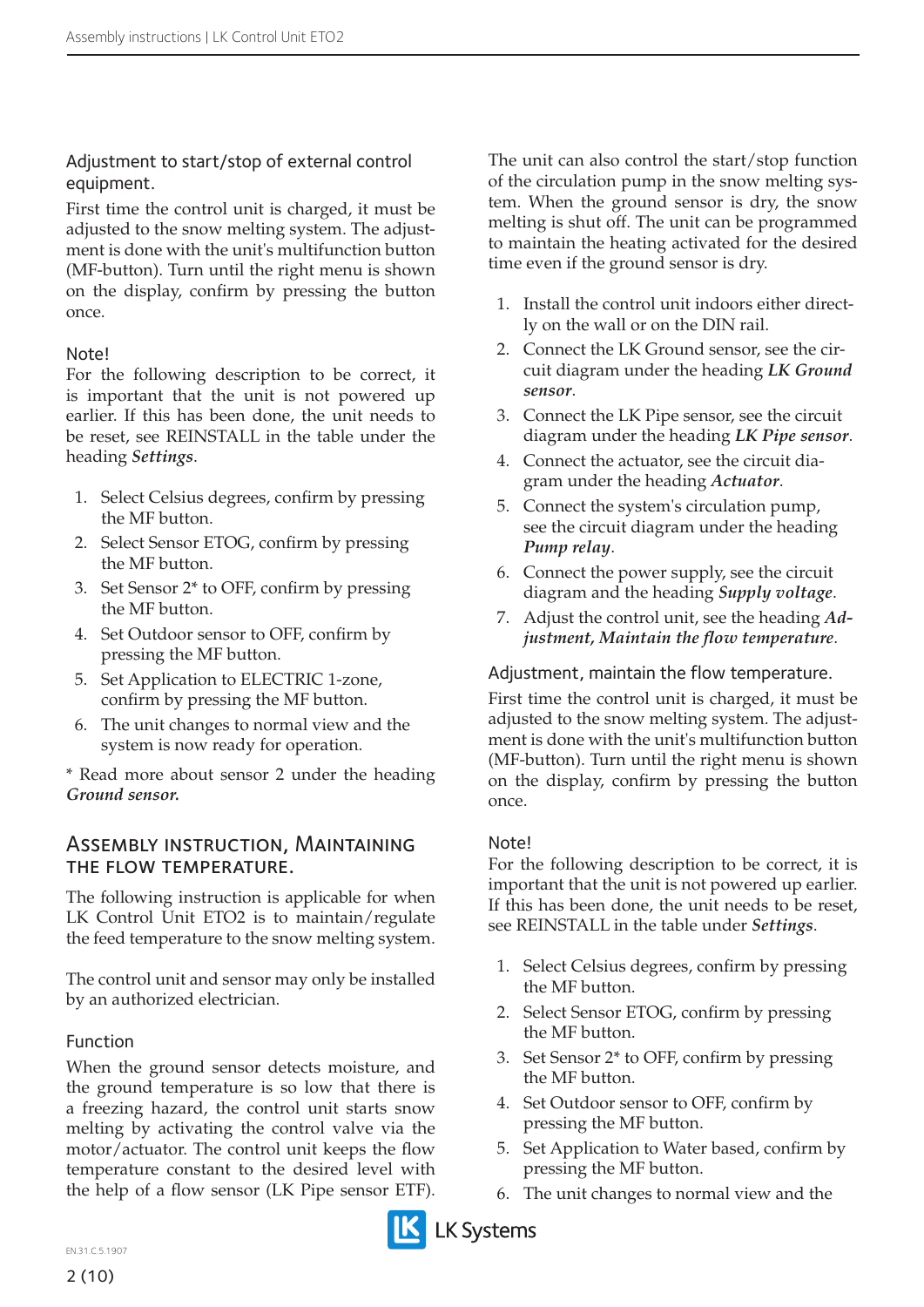### Adjustment to start/stop of external control equipment.

First time the control unit is charged, it must be adjusted to the snow melting system. The adjustment is done with the unit's multifunction button (MF-button). Turn until the right menu is shown on the display, confirm by pressing the button once.

### Note!

For the following description to be correct, it is important that the unit is not powered up earlier. If this has been done, the unit needs to be reset, see REINSTALL in the table under the heading ***Settings***.

1. Select Celsius degrees, confirm by pressing the MF button.
2. Select Sensor ETOG, confirm by pressing the MF button.
3. Set Sensor 2* to OFF, confirm by pressing the MF button.
4. Set Outdoor sensor to OFF, confirm by pressing the MF button.
5. Set Application to ELECTRIC 1-zone, confirm by pressing the MF button.
6. The unit changes to normal view and the system is now ready for operation.

* Read more about sensor 2 under the heading ***Ground sensor.***

## Assembly instruction, Maintaining the flow temperature.

The following instruction is applicable for when LK Control Unit ETO2 is to maintain/regulate the feed temperature to the snow melting system.

The control unit and sensor may only be installed by an authorized electrician.

### Function

When the ground sensor detects moisture, and the ground temperature is so low that there is a freezing hazard, the control unit starts snow melting by activating the control valve via the motor/actuator. The control unit keeps the flow temperature constant to the desired level with the help of a flow sensor (LK Pipe sensor ETF).

The unit can also control the start/stop function of the circulation pump in the snow melting system. When the ground sensor is dry, the snow melting is shut off. The unit can be programmed to maintain the heating activated for the desired time even if the ground sensor is dry.

1. Install the control unit indoors either directly on the wall or on the DIN rail.
2. Connect the LK Ground sensor, see the circuit diagram under the heading ***LK Ground sensor***.
3. Connect the LK Pipe sensor, see the circuit diagram under the heading ***LK Pipe sensor***.
4. Connect the actuator, see the circuit diagram under the heading ***Actuator***.
5. Connect the system's circulation pump, see the circuit diagram under the heading ***Pump relay***.
6. Connect the power supply, see the circuit diagram and the heading ***Supply voltage***.
7. Adjust the control unit, see the heading ***Adjustment, Maintain the flow temperature***.

### Adjustment, maintain the flow temperature.

First time the control unit is charged, it must be adjusted to the snow melting system. The adjustment is done with the unit's multifunction button (MF-button). Turn until the right menu is shown on the display, confirm by pressing the button once.

### Note!

For the following description to be correct, it is important that the unit is not powered up earlier. If this has been done, the unit needs to be reset, see REINSTALL in the table under ***Settings***.

1. Select Celsius degrees, confirm by pressing the MF button.
2. Select Sensor ETOG, confirm by pressing the MF button.
3. Set Sensor 2* to OFF, confirm by pressing the MF button.
4. Set Outdoor sensor to OFF, confirm by pressing the MF button.
5. Set Application to Water based, confirm by pressing the MF button.
6. The unit changes to normal view and the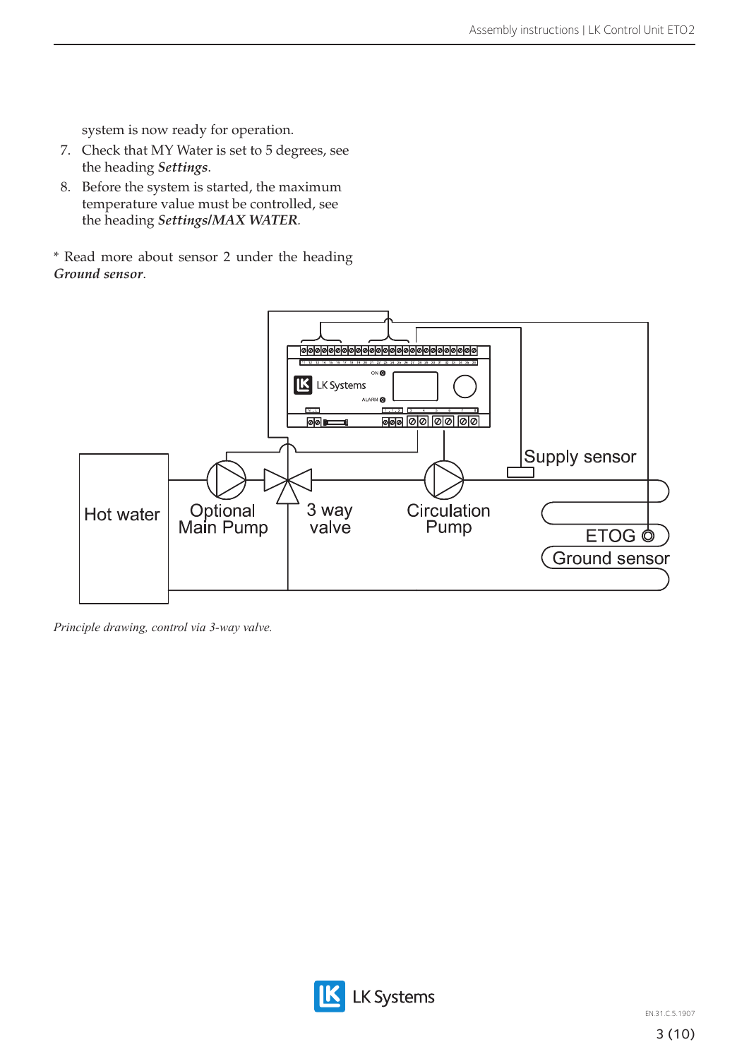system is now ready for operation.

7. Check that MY Water is set to 5 degrees, see the heading ***Settings***.
8. Before the system is started, the maximum temperature value must be controlled, see the heading ***Settings/MAX WATER***.

* Read more about sensor 2 under the heading ***Ground sensor***.

*Principle drawing, control via 3-way valve.*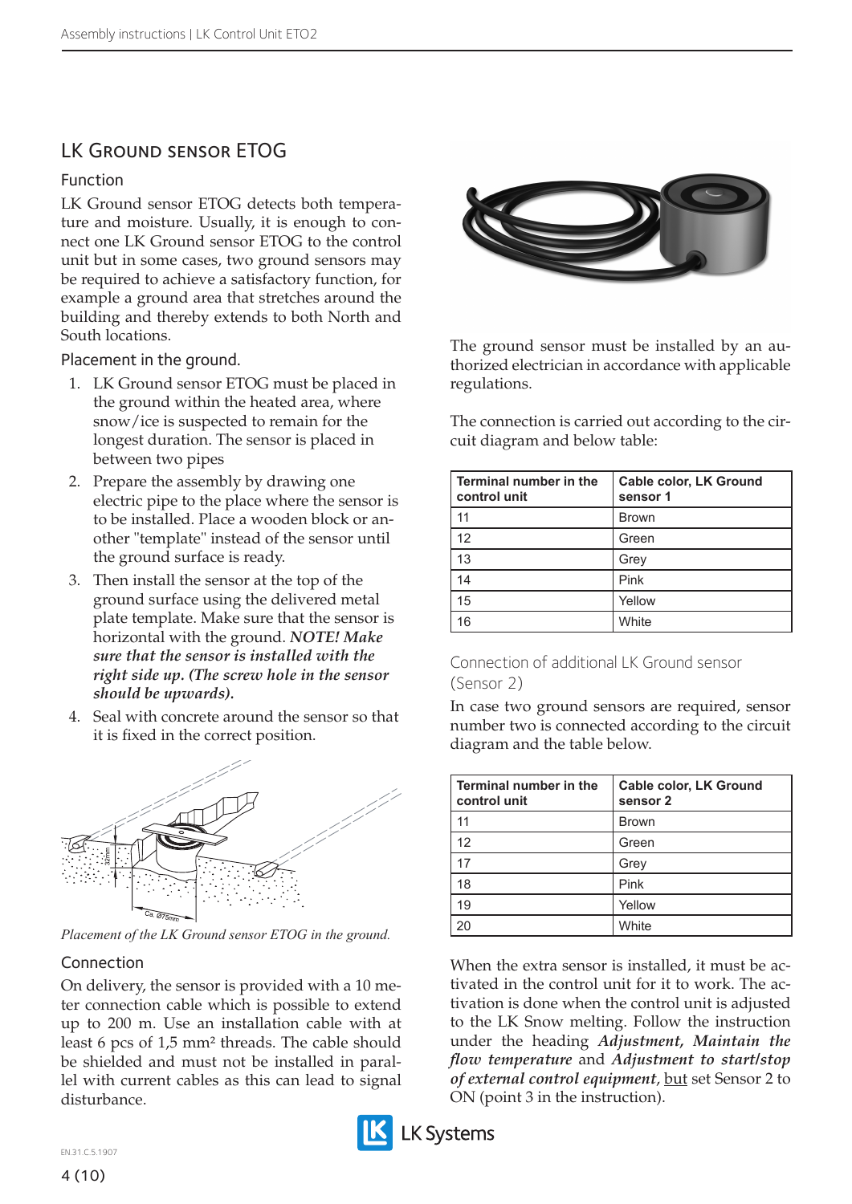## LK Ground sensor ETOG

### Function

LK Ground sensor ETOG detects both temperature and moisture. Usually, it is enough to connect one LK Ground sensor ETOG to the control unit but in some cases, two ground sensors may be required to achieve a satisfactory function, for example a ground area that stretches around the building and thereby extends to both North and South locations.

### Placement in the ground.

1. LK Ground sensor ETOG must be placed in the ground within the heated area, where snow/ice is suspected to remain for the longest duration. The sensor is placed in between two pipes
2. Prepare the assembly by drawing one electric pipe to the place where the sensor is to be installed. Place a wooden block or another "template" instead of the sensor until the ground surface is ready.
3. Then install the sensor at the top of the ground surface using the delivered metal plate template. Make sure that the sensor is horizontal with the ground. ***NOTE! Make sure that the sensor is installed with the right side up. (The screw hole in the sensor should be upwards).***
4. Seal with concrete around the sensor so that it is fixed in the correct position.

*Placement of the LK Ground sensor ETOG in the ground.*

### Connection

On delivery, the sensor is provided with a 10 meter connection cable which is possible to extend up to 200 m. Use an installation cable with at least 6 pcs of 1,5 mm² threads. The cable should be shielded and must not be installed in parallel with current cables as this can lead to signal disturbance.

The ground sensor must be installed by an authorized electrician in accordance with applicable regulations.

The connection is carried out according to the circuit diagram and below table:

| Terminal number in the control unit | Cable color, LK Ground sensor 1 |
|---|---|
| 11 | Brown |
| 12 | Green |
| 13 | Grey |
| 14 | Pink |
| 15 | Yellow |
| 16 | White |

### Connection of additional LK Ground sensor (Sensor 2)

In case two ground sensors are required, sensor number two is connected according to the circuit diagram and the table below.

| Terminal number in the control unit | Cable color, LK Ground sensor 2 |
|---|---|
| 11 | Brown |
| 12 | Green |
| 17 | Grey |
| 18 | Pink |
| 19 | Yellow |
| 20 | White |

When the extra sensor is installed, it must be activated in the control unit for it to work. The activation is done when the control unit is adjusted to the LK Snow melting. Follow the instruction under the heading ***Adjustment, Maintain the flow temperature*** and ***Adjustment to start/stop of external control equipment***, but set Sensor 2 to ON (point 3 in the instruction).

EN.31.C.5.1907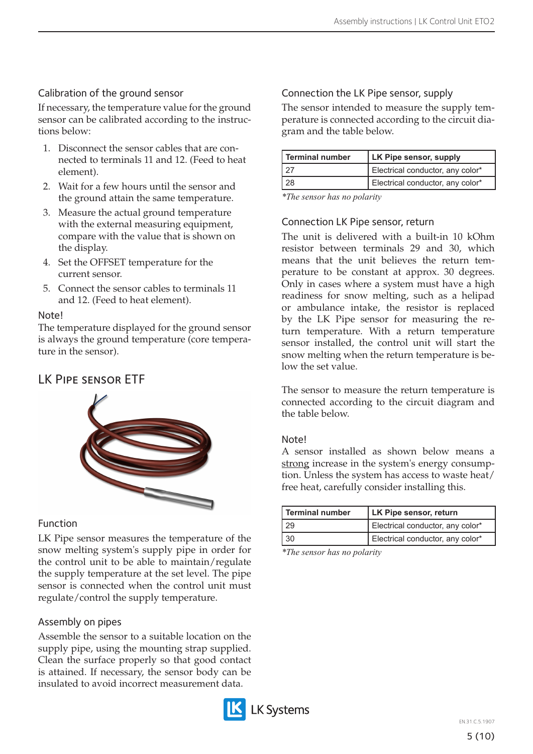### Calibration of the ground sensor

If necessary, the temperature value for the ground sensor can be calibrated according to the instructions below:

1. Disconnect the sensor cables that are connected to terminals 11 and 12. (Feed to heat element).
2. Wait for a few hours until the sensor and the ground attain the same temperature.
3. Measure the actual ground temperature with the external measuring equipment, compare with the value that is shown on the display.
4. Set the OFFSET temperature for the current sensor.
5. Connect the sensor cables to terminals 11 and 12. (Feed to heat element).

#### Note!

The temperature displayed for the ground sensor is always the ground temperature (core temperature in the sensor).

## LK Pipe sensor ETF

### Function

LK Pipe sensor measures the temperature of the snow melting system's supply pipe in order for the control unit to be able to maintain/regulate the supply temperature at the set level. The pipe sensor is connected when the control unit must regulate/control the supply temperature.

### Assembly on pipes

Assemble the sensor to a suitable location on the supply pipe, using the mounting strap supplied. Clean the surface properly so that good contact is attained. If necessary, the sensor body can be insulated to avoid incorrect measurement data.

### Connection the LK Pipe sensor, supply

The sensor intended to measure the supply temperature is connected according to the circuit diagram and the table below.

| Terminal number | LK Pipe sensor, supply |
|---|---|
| 27 | Electrical conductor, any color* |
| 28 | Electrical conductor, any color* |

*\*The sensor has no polarity*

### Connection LK Pipe sensor, return

The unit is delivered with a built-in 10 kOhm resistor between terminals 29 and 30, which means that the unit believes the return temperature to be constant at approx. 30 degrees. Only in cases where a system must have a high readiness for snow melting, such as a helipad or ambulance intake, the resistor is replaced by the LK Pipe sensor for measuring the return temperature. With a return temperature sensor installed, the control unit will start the snow melting when the return temperature is below the set value.

The sensor to measure the return temperature is connected according to the circuit diagram and the table below.

#### Note!

A sensor installed as shown below means a strong increase in the system's energy consumption. Unless the system has access to waste heat/free heat, carefully consider installing this.

| Terminal number | LK Pipe sensor, return |
|---|---|
| 29 | Electrical conductor, any color* |
| 30 | Electrical conductor, any color* |

*\*The sensor has no polarity*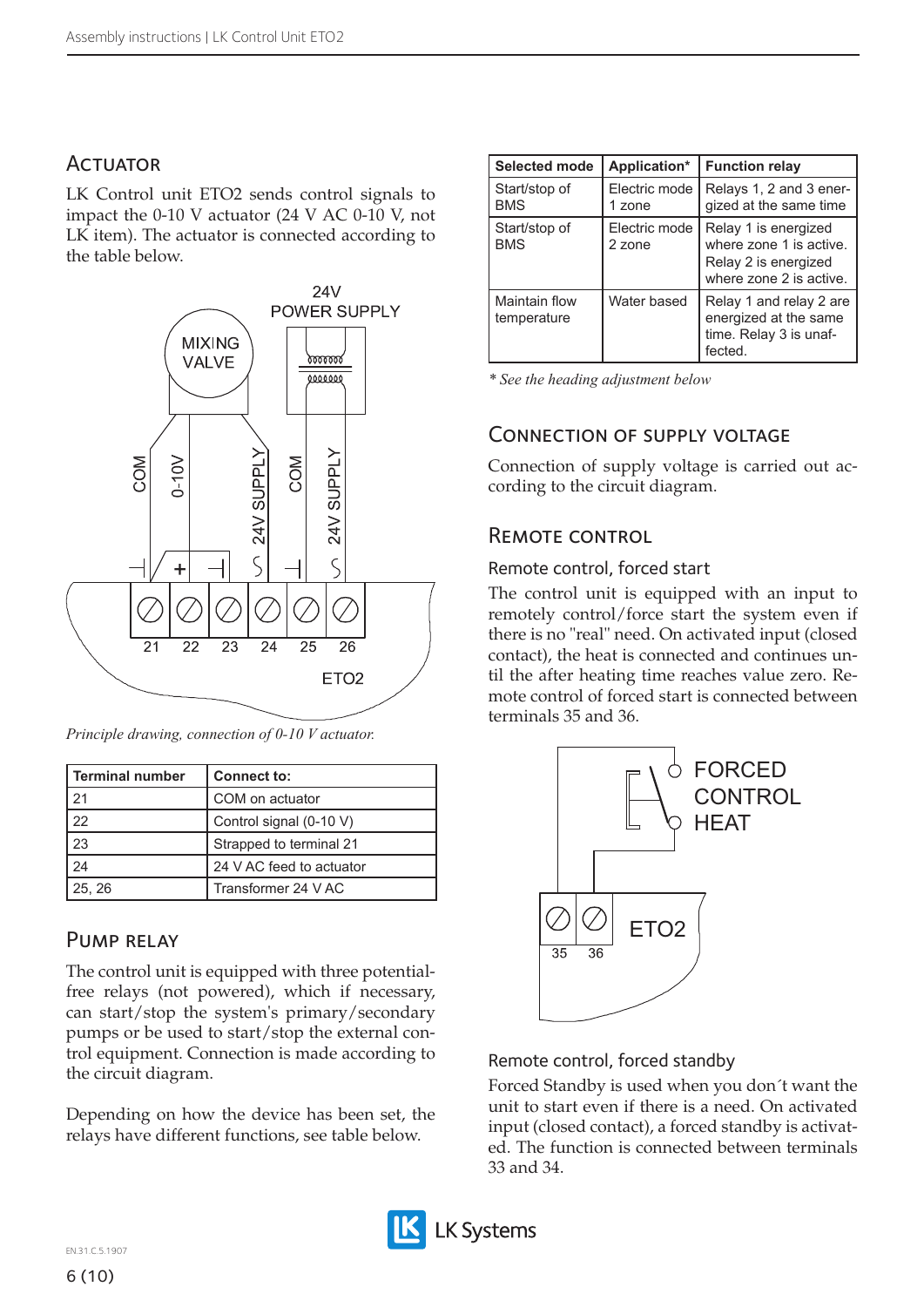## Actuator

LK Control unit ETO2 sends control signals to impact the 0-10 V actuator (24 V AC 0-10 V, not LK item). The actuator is connected according to the table below.

*Principle drawing, connection of 0-10 V actuator.*

| Terminal number | Connect to: |
|---|---|
| 21 | COM on actuator |
| 22 | Control signal (0-10 V) |
| 23 | Strapped to terminal 21 |
| 24 | 24 V AC feed to actuator |
| 25, 26 | Transformer 24 V AC |

## Pump relay

The control unit is equipped with three potential-free relays (not powered), which if necessary, can start/stop the system's primary/secondary pumps or be used to start/stop the external control equipment. Connection is made according to the circuit diagram.

Depending on how the device has been set, the relays have different functions, see table below.

| Selected mode | Application* | Function relay |
|---|---|---|
| Start/stop of BMS | Electric mode 1 zone | Relays 1, 2 and 3 energized at the same time |
| Start/stop of BMS | Electric mode 2 zone | Relay 1 is energized where zone 1 is active. Relay 2 is energized where zone 2 is active. |
| Maintain flow temperature | Water based | Relay 1 and relay 2 are energized at the same time. Relay 3 is unaffected. |

*\* See the heading adjustment below*

## Connection of supply voltage

Connection of supply voltage is carried out according to the circuit diagram.

## Remote control

### Remote control, forced start

The control unit is equipped with an input to remotely control/force start the system even if there is no "real" need. On activated input (closed contact), the heat is connected and continues until the after heating time reaches value zero. Remote control of forced start is connected between terminals 35 and 36.

### Remote control, forced standby

Forced Standby is used when you don´t want the unit to start even if there is a need. On activated input (closed contact), a forced standby is activated. The function is connected between terminals 33 and 34.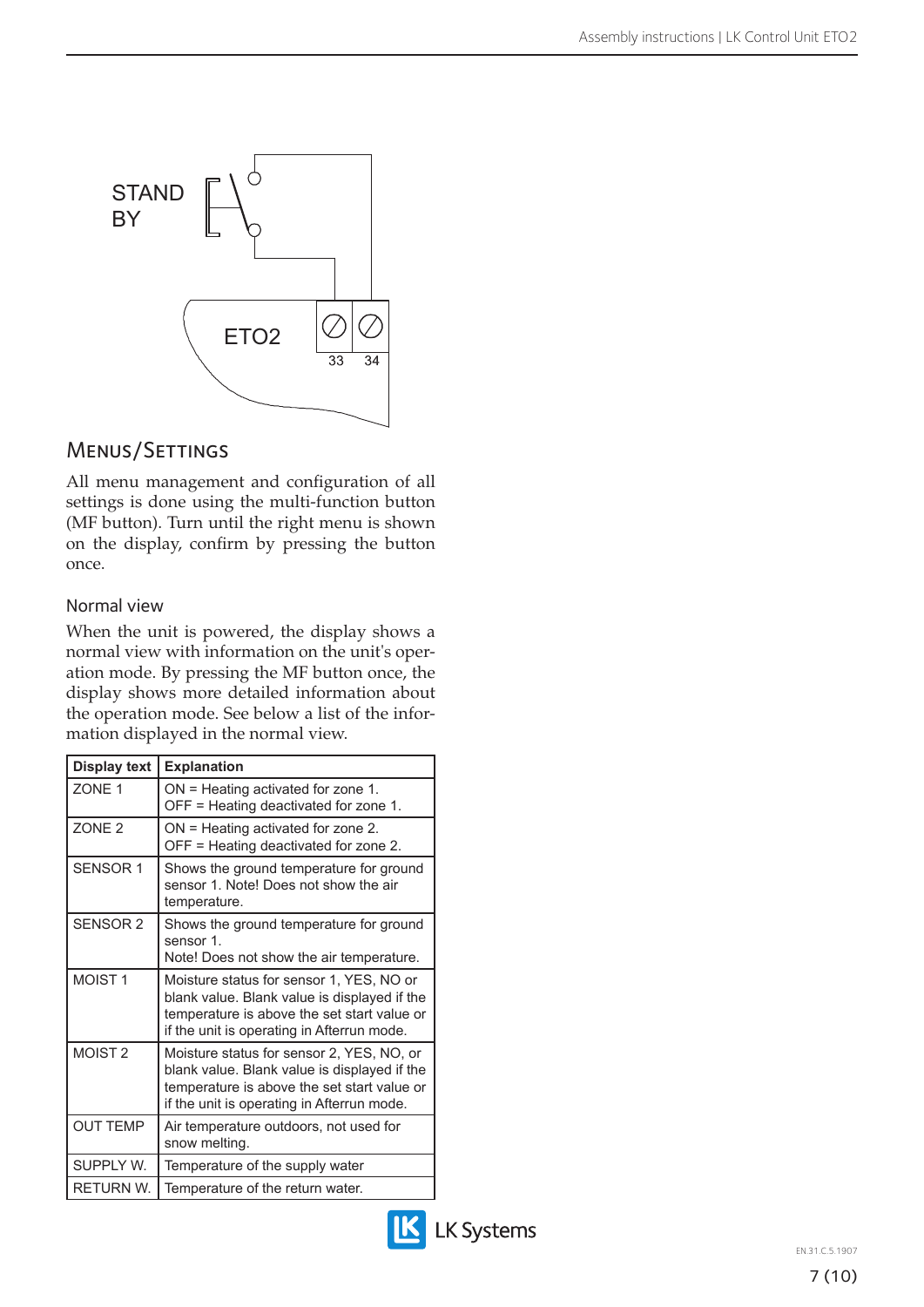STAND BY

ETO2

33 34

## Menus/Settings

All menu management and configuration of all settings is done using the multi-function button (MF button). Turn until the right menu is shown on the display, confirm by pressing the button once.

### Normal view

When the unit is powered, the display shows a normal view with information on the unit's operation mode. By pressing the MF button once, the display shows more detailed information about the operation mode. See below a list of the information displayed in the normal view.

| Display text | Explanation |
|---|---|
| ZONE 1 | ON = Heating activated for zone 1.<br>OFF = Heating deactivated for zone 1. |
| ZONE 2 | ON = Heating activated for zone 2.<br>OFF = Heating deactivated for zone 2. |
| SENSOR 1 | Shows the ground temperature for ground sensor 1. Note! Does not show the air temperature. |
| SENSOR 2 | Shows the ground temperature for ground sensor 1.<br>Note! Does not show the air temperature. |
| MOIST 1 | Moisture status for sensor 1, YES, NO or blank value. Blank value is displayed if the temperature is above the set start value or if the unit is operating in Afterrun mode. |
| MOIST 2 | Moisture status for sensor 2, YES, NO, or blank value. Blank value is displayed if the temperature is above the set start value or if the unit is operating in Afterrun mode. |
| OUT TEMP | Air temperature outdoors, not used for snow melting. |
| SUPPLY W. | Temperature of the supply water |
| RETURN W. | Temperature of the return water. |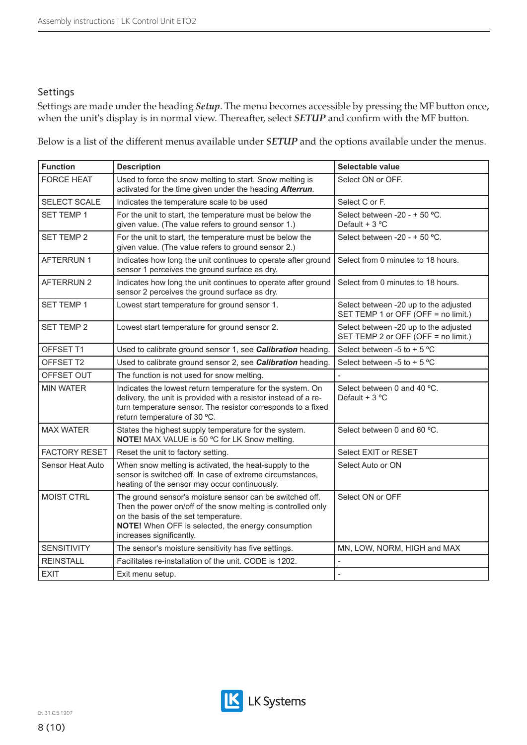## Settings

Settings are made under the heading ***Setup***. The menu becomes accessible by pressing the MF button once, when the unit's display is in normal view. Thereafter, select ***SETUP*** and confirm with the MF button.

Below is a list of the different menus available under ***SETUP*** and the options available under the menus.

| Function | Description | Selectable value |
|---|---|---|
| FORCE HEAT | Used to force the snow melting to start. Snow melting is activated for the time given under the heading ***Afterrun***. | Select ON or OFF. |
| SELECT SCALE | Indicates the temperature scale to be used | Select C or F. |
| SET TEMP 1 | For the unit to start, the temperature must be below the given value. (The value refers to ground sensor 1.) | Select between -20 - + 50 ºC. Default + 3 ºC |
| SET TEMP 2 | For the unit to start, the temperature must be below the given value. (The value refers to ground sensor 2.) | Select between -20 - + 50 ºC. |
| AFTERRUN 1 | Indicates how long the unit continues to operate after ground sensor 1 perceives the ground surface as dry. | Select from 0 minutes to 18 hours. |
| AFTERRUN 2 | Indicates how long the unit continues to operate after ground sensor 2 perceives the ground surface as dry. | Select from 0 minutes to 18 hours. |
| SET TEMP 1 | Lowest start temperature for ground sensor 1. | Select between -20 up to the adjusted SET TEMP 1 or OFF (OFF = no limit.) |
| SET TEMP 2 | Lowest start temperature for ground sensor 2. | Select between -20 up to the adjusted SET TEMP 2 or OFF (OFF = no limit.) |
| OFFSET T1 | Used to calibrate ground sensor 1, see ***Calibration*** heading. | Select between -5 to + 5 ºC |
| OFFSET T2 | Used to calibrate ground sensor 2, see ***Calibration*** heading. | Select between -5 to + 5 ºC |
| OFFSET OUT | The function is not used for snow melting. | - |
| MIN WATER | Indicates the lowest return temperature for the system. On delivery, the unit is provided with a resistor instead of a return temperature sensor. The resistor corresponds to a fixed return temperature of 30 ºC. | Select between 0 and 40 ºC. Default + 3 ºC |
| MAX WATER | States the highest supply temperature for the system. **NOTE!** MAX VALUE is 50 ºC for LK Snow melting. | Select between 0 and 60 ºC. |
| FACTORY RESET | Reset the unit to factory setting. | Select EXIT or RESET |
| Sensor Heat Auto | When snow melting is activated, the heat-supply to the sensor is switched off. In case of extreme circumstances, heating of the sensor may occur continuously. | Select Auto or ON |
| MOIST CTRL | The ground sensor's moisture sensor can be switched off. Then the power on/off of the snow melting is controlled only on the basis of the set temperature. **NOTE!** When OFF is selected, the energy consumption increases significantly. | Select ON or OFF |
| SENSITIVITY | The sensor's moisture sensitivity has five settings. | MN, LOW, NORM, HIGH and MAX |
| REINSTALL | Facilitates re-installation of the unit. CODE is 1202. | - |
| EXIT | Exit menu setup. | - |

EN.31.C.5.1907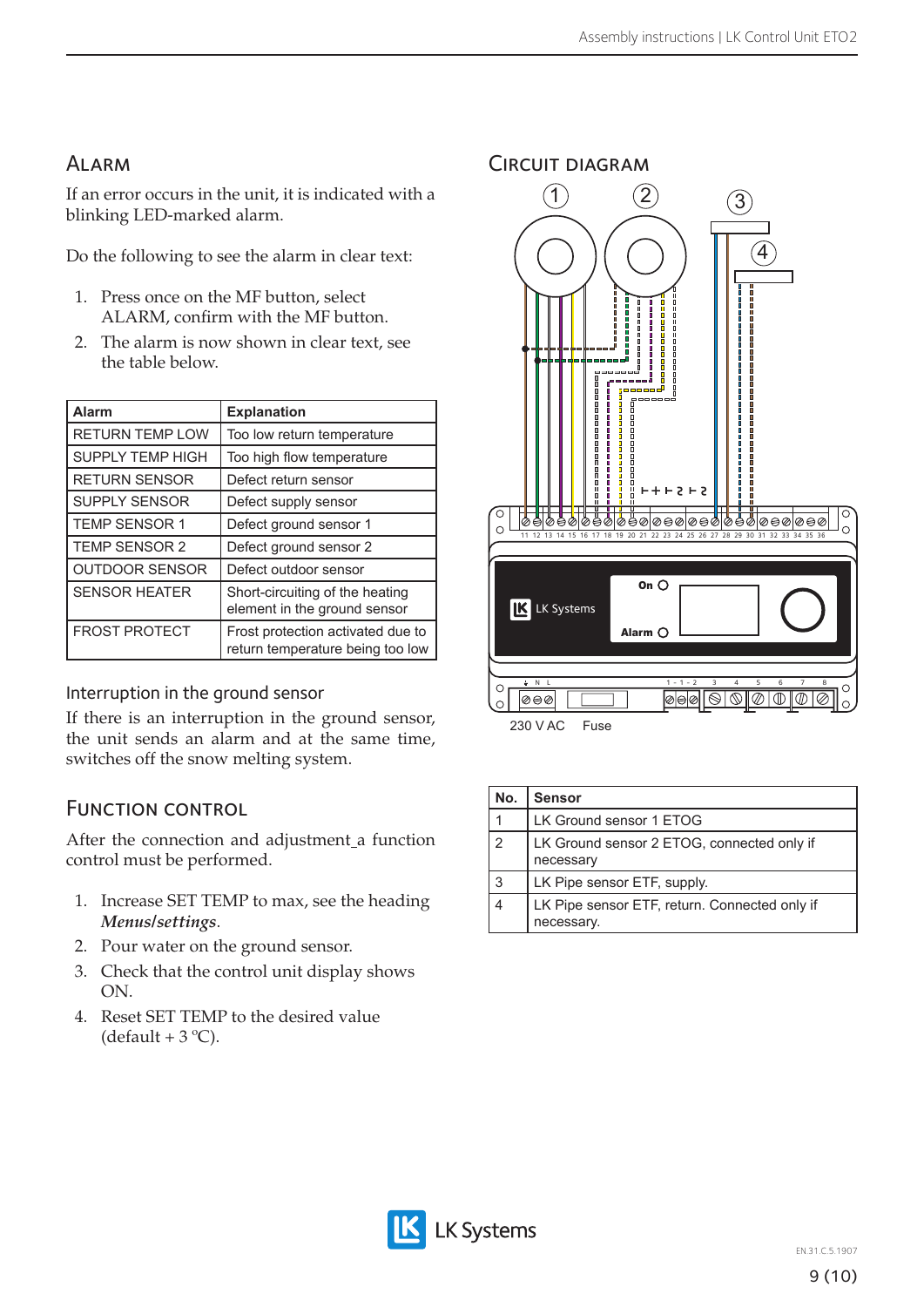## Alarm

If an error occurs in the unit, it is indicated with a blinking LED-marked alarm.

Do the following to see the alarm in clear text:

1. Press once on the MF button, select ALARM, confirm with the MF button.
2. The alarm is now shown in clear text, see the table below.

| Alarm | Explanation |
|---|---|
| RETURN TEMP LOW | Too low return temperature |
| SUPPLY TEMP HIGH | Too high flow temperature |
| RETURN SENSOR | Defect return sensor |
| SUPPLY SENSOR | Defect supply sensor |
| TEMP SENSOR 1 | Defect ground sensor 1 |
| TEMP SENSOR 2 | Defect ground sensor 2 |
| OUTDOOR SENSOR | Defect outdoor sensor |
| SENSOR HEATER | Short-circuiting of the heating element in the ground sensor |
| FROST PROTECT | Frost protection activated due to return temperature being too low |

### Interruption in the ground sensor

If there is an interruption in the ground sensor, the unit sends an alarm and at the same time, switches off the snow melting system.

## Function control

After the connection and adjustment_a function control must be performed.

1. Increase SET TEMP to max, see the heading ***Menus/settings***.
2. Pour water on the ground sensor.
3. Check that the control unit display shows ON.
4. Reset SET TEMP to the desired value (default + 3 ºC).

## Circuit diagram

1 2 3 4

11 12 13 14 15 16 17 18 19 20 21 22 23 24 25 26 27 28 29 30 31 32 33 34 35 36

LK Systems On Alarm

N L 1 - 1 - 2 3 4 5 6 7 8

230 V AC Fuse

| No. | Sensor |
|---|---|
| 1 | LK Ground sensor 1 ETOG |
| 2 | LK Ground sensor 2 ETOG, connected only if necessary |
| 3 | LK Pipe sensor ETF, supply. |
| 4 | LK Pipe sensor ETF, return. Connected only if necessary. |

EN.31.C.5.1907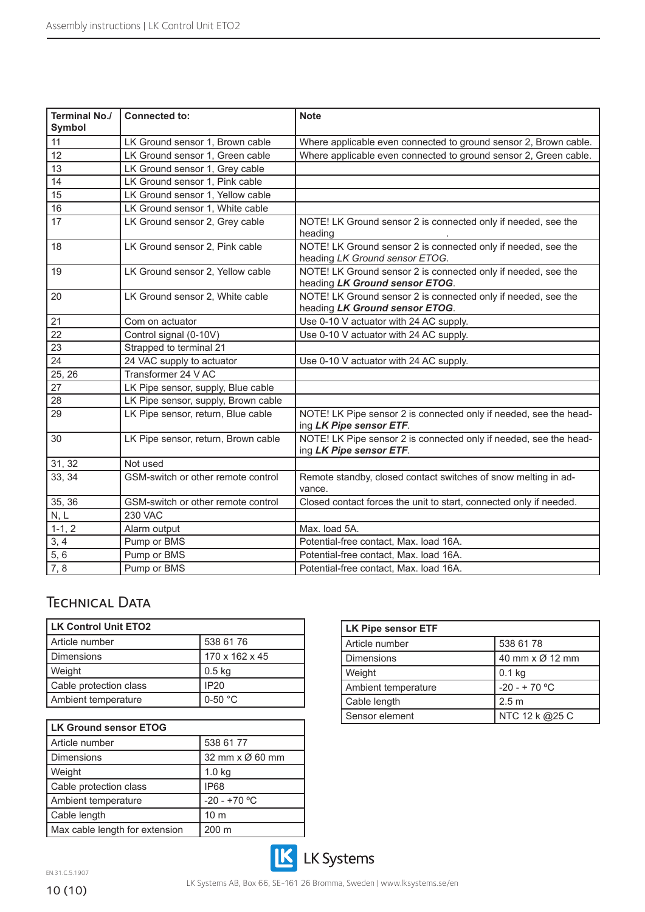| Terminal No./ Symbol | Connected to: | Note |
|---|---|---|
| 11 | LK Ground sensor 1, Brown cable | Where applicable even connected to ground sensor 2, Brown cable. |
| 12 | LK Ground sensor 1, Green cable | Where applicable even connected to ground sensor 2, Green cable. |
| 13 | LK Ground sensor 1, Grey cable | |
| 14 | LK Ground sensor 1, Pink cable | |
| 15 | LK Ground sensor 1, Yellow cable | |
| 16 | LK Ground sensor 1, White cable | |
| 17 | LK Ground sensor 2, Grey cable | NOTE! LK Ground sensor 2 is connected only if needed, see the heading . |
| 18 | LK Ground sensor 2, Pink cable | NOTE! LK Ground sensor 2 is connected only if needed, see the heading *LK Ground sensor ETOG*. |
| 19 | LK Ground sensor 2, Yellow cable | NOTE! LK Ground sensor 2 is connected only if needed, see the heading ***LK Ground sensor ETOG***. |
| 20 | LK Ground sensor 2, White cable | NOTE! LK Ground sensor 2 is connected only if needed, see the heading ***LK Ground sensor ETOG***. |
| 21 | Com on actuator | Use 0-10 V actuator with 24 AC supply. |
| 22 | Control signal (0-10V) | Use 0-10 V actuator with 24 AC supply. |
| 23 | Strapped to terminal 21 | |
| 24 | 24 VAC supply to actuator | Use 0-10 V actuator with 24 AC supply. |
| 25, 26 | Transformer 24 V AC | |
| 27 | LK Pipe sensor, supply, Blue cable | |
| 28 | LK Pipe sensor, supply, Brown cable | |
| 29 | LK Pipe sensor, return, Blue cable | NOTE! LK Pipe sensor 2 is connected only if needed, see the heading ***LK Pipe sensor ETF***. |
| 30 | LK Pipe sensor, return, Brown cable | NOTE! LK Pipe sensor 2 is connected only if needed, see the heading ***LK Pipe sensor ETF***. |
| 31, 32 | Not used | |
| 33, 34 | GSM-switch or other remote control | Remote standby, closed contact switches of snow melting in advance. |
| 35, 36 | GSM-switch or other remote control | Closed contact forces the unit to start, connected only if needed. |
| N, L | 230 VAC | |
| 1-1, 2 | Alarm output | Max. load 5A. |
| 3, 4 | Pump or BMS | Potential-free contact, Max. load 16A. |
| 5, 6 | Pump or BMS | Potential-free contact, Max. load 16A. |
| 7, 8 | Pump or BMS | Potential-free contact, Max. load 16A. |

## Technical Data

| **LK Control Unit ETO2** | |
|---|---|
| Article number | 538 61 76 |
| Dimensions | 170 x 162 x 45 |
| Weight | 0.5 kg |
| Cable protection class | IP20 |
| Ambient temperature | 0-50 °C |

| **LK Ground sensor ETOG** | |
|---|---|
| Article number | 538 61 77 |
| Dimensions | 32 mm x Ø 60 mm |
| Weight | 1.0 kg |
| Cable protection class | IP68 |
| Ambient temperature | -20 - +70 ºC |
| Cable length | 10 m |
| Max cable length for extension | 200 m |

| **LK Pipe sensor ETF** | |
|---|---|
| Article number | 538 61 78 |
| Dimensions | 40 mm x Ø 12 mm |
| Weight | 0.1 kg |
| Ambient temperature | -20 - + 70 ºC |
| Cable length | 2.5 m |
| Sensor element | NTC 12 k @25 C |

LK Systems

EN.31.C.5.1907

LK Systems AB, Box 66, SE-161 26 Bromma, Sweden | www.lksystems.se/en